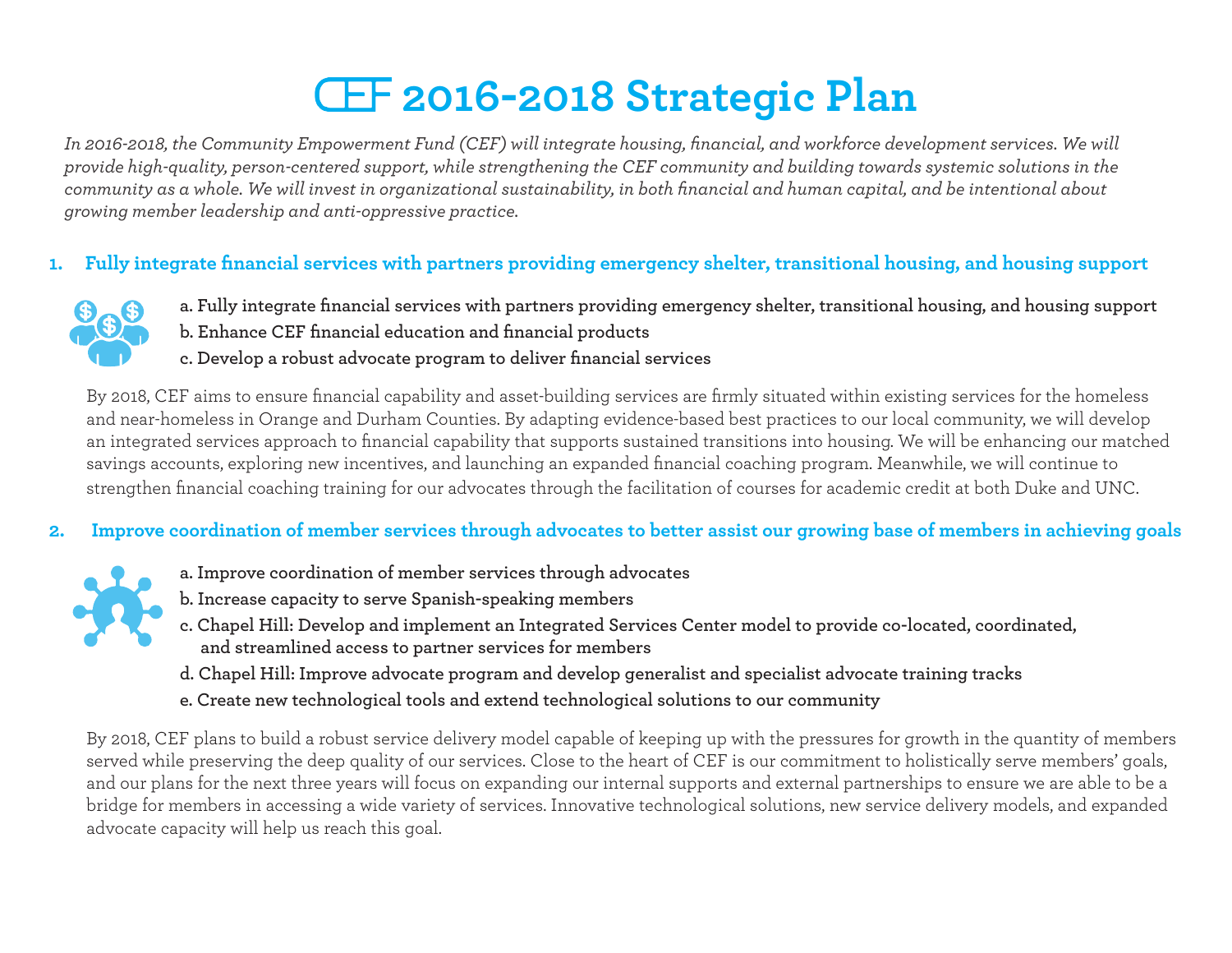# CEF 2016-2018 Strategic Plan

*In 2016-2018, the Community Empowerment Fund (CEF) will integrate housing, financial, and workforce development services. We will provide high-quality, person-centered support, while strengthening the CEF community and building towards systemic solutions in the community as a whole. We will invest in organizational sustainability, in both financial and human capital, and be intentional about growing member leadership and anti-oppressive practice.*

## 1. Fully integrate financial services with partners providing emergency shelter, transitional housing, and housing support

**a. Fully integrate financial services with partners providing emergency shelter, transitional housing, and housing support**
**b. Enhance CEF financial education and financial products**
**c. Develop a robust advocate program to deliver financial services**

By 2018, CEF aims to ensure financial capability and asset-building services are firmly situated within existing services for the homeless and near-homeless in Orange and Durham Counties. By adapting evidence-based best practices to our local community, we will develop an integrated services approach to financial capability that supports sustained transitions into housing. We will be enhancing our matched savings accounts, exploring new incentives, and launching an expanded financial coaching program. Meanwhile, we will continue to strengthen financial coaching training for our advocates through the facilitation of courses for academic credit at both Duke and UNC.

## 2. Improve coordination of member services through advocates to better assist our growing base of members in achieving goals

**a. Improve coordination of member services through advocates**
**b. Increase capacity to serve Spanish-speaking members**
**c. Chapel Hill: Develop and implement an Integrated Services Center model to provide co-located, coordinated, and streamlined access to partner services for members**
**d. Chapel Hill: Improve advocate program and develop generalist and specialist advocate training tracks**
**e. Create new technological tools and extend technological solutions to our community**

By 2018, CEF plans to build a robust service delivery model capable of keeping up with the pressures for growth in the quantity of members served while preserving the deep quality of our services. Close to the heart of CEF is our commitment to holistically serve members' goals, and our plans for the next three years will focus on expanding our internal supports and external partnerships to ensure we are able to be a bridge for members in accessing a wide variety of services. Innovative technological solutions, new service delivery models, and expanded advocate capacity will help us reach this goal.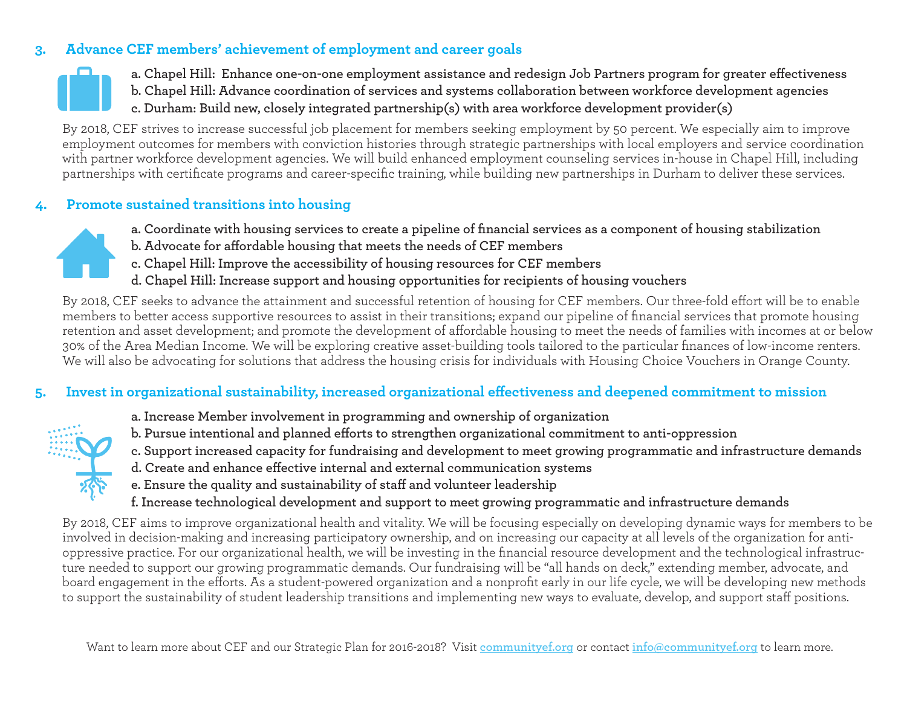## 3. Advance CEF members' achievement of employment and career goals

**a. Chapel Hill: Enhance one-on-one employment assistance and redesign Job Partners program for greater effectiveness**
**b. Chapel Hill: Advance coordination of services and systems collaboration between workforce development agencies**
**c. Durham: Build new, closely integrated partnership(s) with area workforce development provider(s)**

By 2018, CEF strives to increase successful job placement for members seeking employment by 50 percent. We especially aim to improve employment outcomes for members with conviction histories through strategic partnerships with local employers and service coordination with partner workforce development agencies. We will build enhanced employment counseling services in-house in Chapel Hill, including partnerships with certificate programs and career-specific training, while building new partnerships in Durham to deliver these services.

## 4. Promote sustained transitions into housing

**a. Coordinate with housing services to create a pipeline of financial services as a component of housing stabilization**
**b. Advocate for affordable housing that meets the needs of CEF members**
**c. Chapel Hill: Improve the accessibility of housing resources for CEF members**
**d. Chapel Hill: Increase support and housing opportunities for recipients of housing vouchers**

By 2018, CEF seeks to advance the attainment and successful retention of housing for CEF members. Our three-fold effort will be to enable members to better access supportive resources to assist in their transitions; expand our pipeline of financial services that promote housing retention and asset development; and promote the development of affordable housing to meet the needs of families with incomes at or below 30% of the Area Median Income. We will be exploring creative asset-building tools tailored to the particular finances of low-income renters. We will also be advocating for solutions that address the housing crisis for individuals with Housing Choice Vouchers in Orange County.

## 5. Invest in organizational sustainability, increased organizational effectiveness and deepened commitment to mission

**a. Increase Member involvement in programming and ownership of organization**
**b. Pursue intentional and planned efforts to strengthen organizational commitment to anti-oppression**
**c. Support increased capacity for fundraising and development to meet growing programmatic and infrastructure demands**
**d. Create and enhance effective internal and external communication systems**
**e. Ensure the quality and sustainability of staff and volunteer leadership**
**f. Increase technological development and support to meet growing programmatic and infrastructure demands**

By 2018, CEF aims to improve organizational health and vitality. We will be focusing especially on developing dynamic ways for members to be involved in decision-making and increasing participatory ownership, and on increasing our capacity at all levels of the organization for anti-oppressive practice. For our organizational health, we will be investing in the financial resource development and the technological infrastructure needed to support our growing programmatic demands. Our fundraising will be "all hands on deck," extending member, advocate, and board engagement in the efforts. As a student-powered organization and a nonprofit early in our life cycle, we will be developing new methods to support the sustainability of student leadership transitions and implementing new ways to evaluate, develop, and support staff positions.

Want to learn more about CEF and our Strategic Plan for 2016-2018? Visit communityef.org or contact info@communityef.org to learn more.